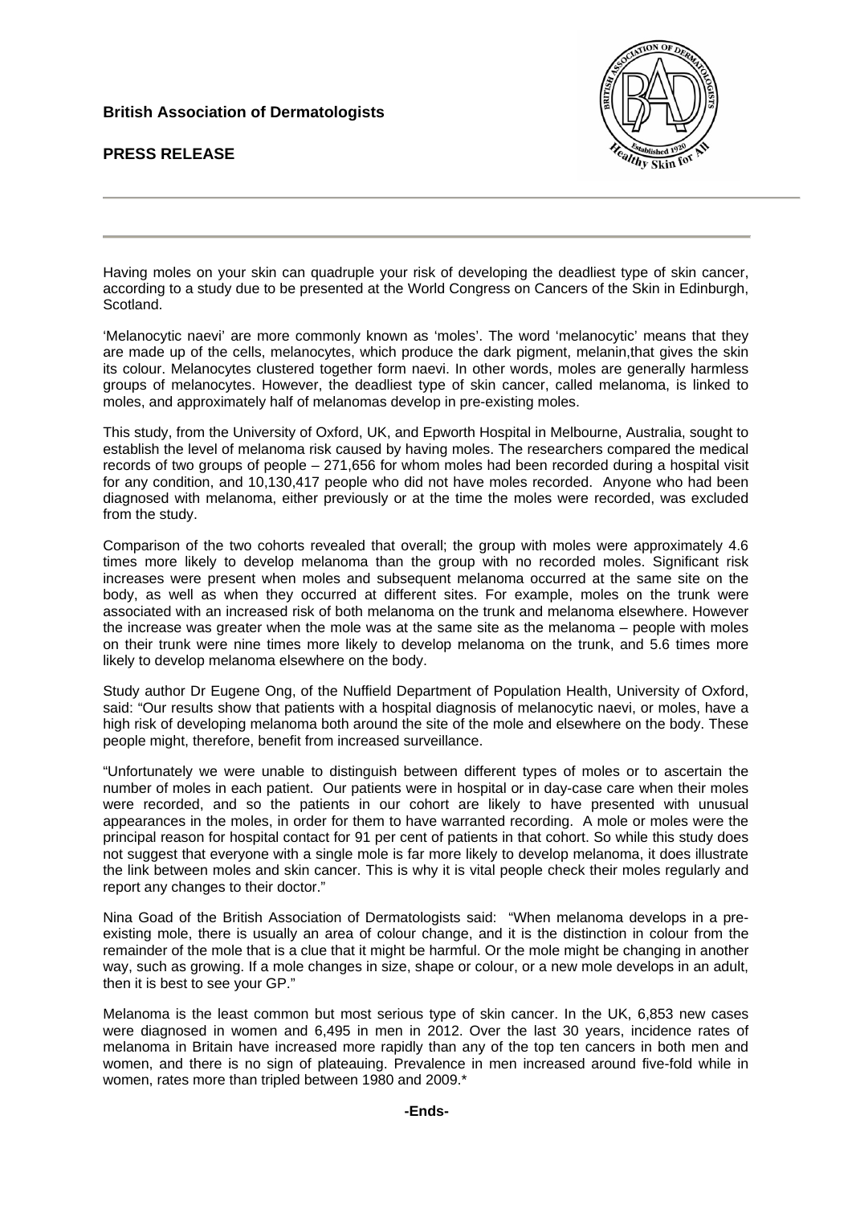**British Association of Dermatologists**

**PRESS RELEASE**

---

Having moles on your skin can quadruple your risk of developing the deadliest type of skin cancer, according to a study due to be presented at the World Congress on Cancers of the Skin in Edinburgh, Scotland.

'Melanocytic naevi' are more commonly known as 'moles'. The word 'melanocytic' means that they are made up of the cells, melanocytes, which produce the dark pigment, melanin,that gives the skin its colour. Melanocytes clustered together form naevi. In other words, moles are generally harmless groups of melanocytes. However, the deadliest type of skin cancer, called melanoma, is linked to moles, and approximately half of melanomas develop in pre-existing moles.

This study, from the University of Oxford, UK, and Epworth Hospital in Melbourne, Australia, sought to establish the level of melanoma risk caused by having moles. The researchers compared the medical records of two groups of people – 271,656 for whom moles had been recorded during a hospital visit for any condition, and 10,130,417 people who did not have moles recorded. Anyone who had been diagnosed with melanoma, either previously or at the time the moles were recorded, was excluded from the study.

Comparison of the two cohorts revealed that overall; the group with moles were approximately 4.6 times more likely to develop melanoma than the group with no recorded moles. Significant risk increases were present when moles and subsequent melanoma occurred at the same site on the body, as well as when they occurred at different sites. For example, moles on the trunk were associated with an increased risk of both melanoma on the trunk and melanoma elsewhere. However the increase was greater when the mole was at the same site as the melanoma – people with moles on their trunk were nine times more likely to develop melanoma on the trunk, and 5.6 times more likely to develop melanoma elsewhere on the body.

Study author Dr Eugene Ong, of the Nuffield Department of Population Health, University of Oxford, said: "Our results show that patients with a hospital diagnosis of melanocytic naevi, or moles, have a high risk of developing melanoma both around the site of the mole and elsewhere on the body. These people might, therefore, benefit from increased surveillance.

"Unfortunately we were unable to distinguish between different types of moles or to ascertain the number of moles in each patient. Our patients were in hospital or in day-case care when their moles were recorded, and so the patients in our cohort are likely to have presented with unusual appearances in the moles, in order for them to have warranted recording. A mole or moles were the principal reason for hospital contact for 91 per cent of patients in that cohort. So while this study does not suggest that everyone with a single mole is far more likely to develop melanoma, it does illustrate the link between moles and skin cancer. This is why it is vital people check their moles regularly and report any changes to their doctor."

Nina Goad of the British Association of Dermatologists said: "When melanoma develops in a pre-existing mole, there is usually an area of colour change, and it is the distinction in colour from the remainder of the mole that is a clue that it might be harmful. Or the mole might be changing in another way, such as growing. If a mole changes in size, shape or colour, or a new mole develops in an adult, then it is best to see your GP."

Melanoma is the least common but most serious type of skin cancer. In the UK, 6,853 new cases were diagnosed in women and 6,495 in men in 2012. Over the last 30 years, incidence rates of melanoma in Britain have increased more rapidly than any of the top ten cancers in both men and women, and there is no sign of plateauing. Prevalence in men increased around five-fold while in women, rates more than tripled between 1980 and 2009.*

**-Ends-**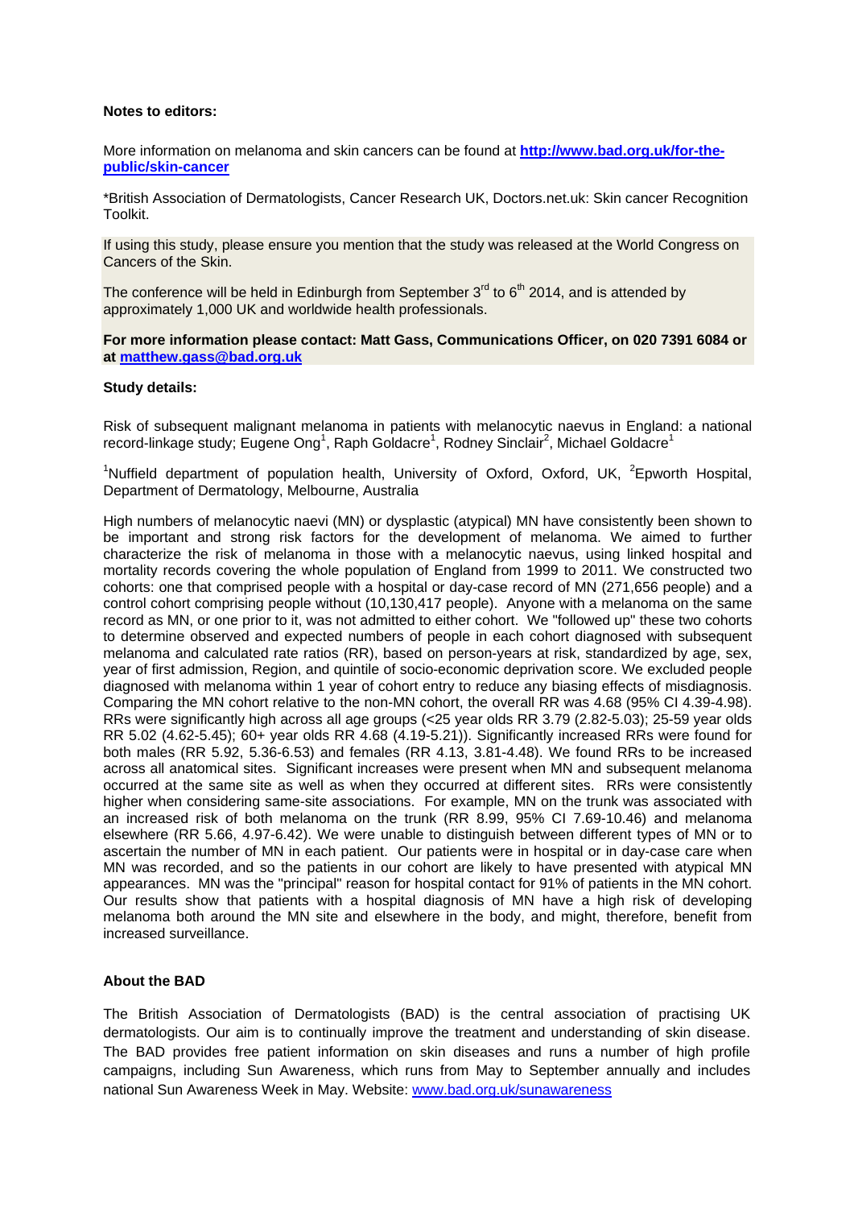**Notes to editors:**

More information on melanoma and skin cancers can be found at **[http://www.bad.org.uk/for-the-public/skin-cancer](http://www.bad.org.uk/for-the-public/skin-cancer)**

*British Association of Dermatologists, Cancer Research UK, Doctors.net.uk: Skin cancer Recognition Toolkit.

If using this study, please ensure you mention that the study was released at the World Congress on Cancers of the Skin.

The conference will be held in Edinburgh from September 3rd to 6th 2014, and is attended by approximately 1,000 UK and worldwide health professionals.

**For more information please contact: Matt Gass, Communications Officer, on 020 7391 6084 or at [matthew.gass@bad.org.uk](mailto:matthew.gass@bad.org.uk)**

**Study details:**

Risk of subsequent malignant melanoma in patients with melanocytic naevus in England: a national record-linkage study; Eugene Ong[1], Raph Goldacre[1], Rodney Sinclair[2], Michael Goldacre[1]

[1]Nuffield department of population health, University of Oxford, Oxford, UK, [2]Epworth Hospital, Department of Dermatology, Melbourne, Australia

High numbers of melanocytic naevi (MN) or dysplastic (atypical) MN have consistently been shown to be important and strong risk factors for the development of melanoma. We aimed to further characterize the risk of melanoma in those with a melanocytic naevus, using linked hospital and mortality records covering the whole population of England from 1999 to 2011. We constructed two cohorts: one that comprised people with a hospital or day-case record of MN (271,656 people) and a control cohort comprising people without (10,130,417 people). Anyone with a melanoma on the same record as MN, or one prior to it, was not admitted to either cohort. We "followed up" these two cohorts to determine observed and expected numbers of people in each cohort diagnosed with subsequent melanoma and calculated rate ratios (RR), based on person-years at risk, standardized by age, sex, year of first admission, Region, and quintile of socio-economic deprivation score. We excluded people diagnosed with melanoma within 1 year of cohort entry to reduce any biasing effects of misdiagnosis. Comparing the MN cohort relative to the non-MN cohort, the overall RR was 4.68 (95% CI 4.39-4.98). RRs were significantly high across all age groups (<25 year olds RR 3.79 (2.82-5.03); 25-59 year olds RR 5.02 (4.62-5.45); 60+ year olds RR 4.68 (4.19-5.21)). Significantly increased RRs were found for both males (RR 5.92, 5.36-6.53) and females (RR 4.13, 3.81-4.48). We found RRs to be increased across all anatomical sites. Significant increases were present when MN and subsequent melanoma occurred at the same site as well as when they occurred at different sites. RRs were consistently higher when considering same-site associations. For example, MN on the trunk was associated with an increased risk of both melanoma on the trunk (RR 8.99, 95% CI 7.69-10.46) and melanoma elsewhere (RR 5.66, 4.97-6.42). We were unable to distinguish between different types of MN or to ascertain the number of MN in each patient. Our patients were in hospital or in day-case care when MN was recorded, and so the patients in our cohort are likely to have presented with atypical MN appearances. MN was the "principal" reason for hospital contact for 91% of patients in the MN cohort. Our results show that patients with a hospital diagnosis of MN have a high risk of developing melanoma both around the MN site and elsewhere in the body, and might, therefore, benefit from increased surveillance.

**About the BAD**

The British Association of Dermatologists (BAD) is the central association of practising UK dermatologists. Our aim is to continually improve the treatment and understanding of skin disease. The BAD provides free patient information on skin diseases and runs a number of high profile campaigns, including Sun Awareness, which runs from May to September annually and includes national Sun Awareness Week in May. Website: [www.bad.org.uk/sunawareness](http://www.bad.org.uk/sunawareness)